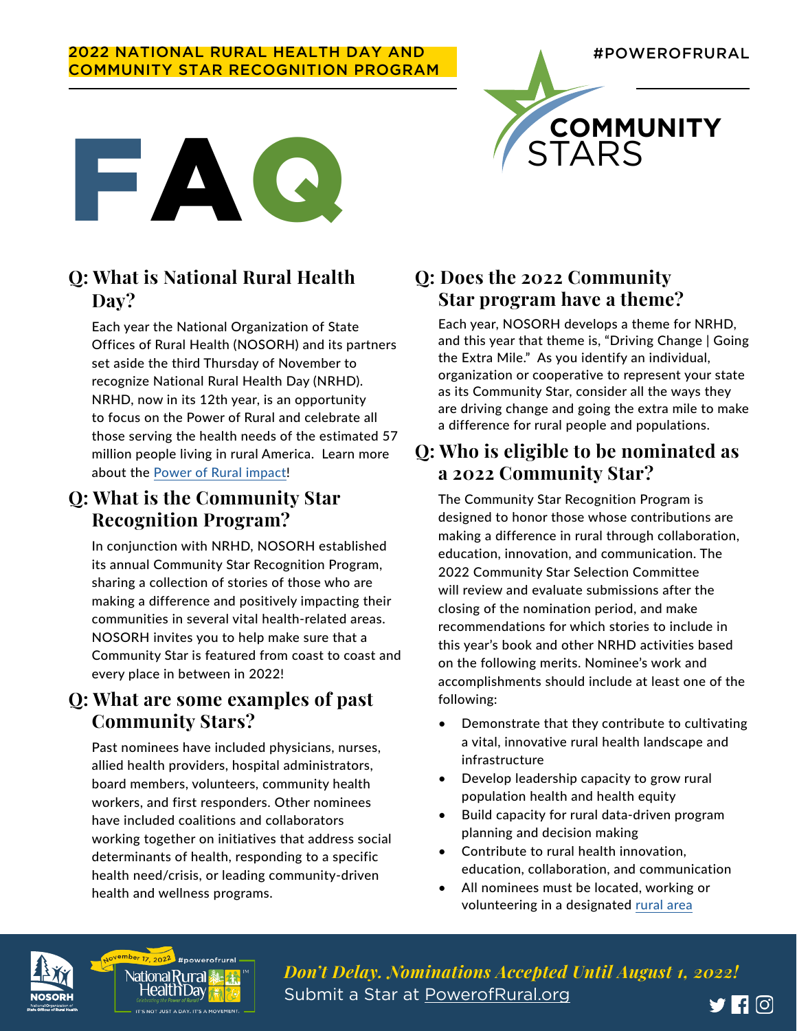2022 NATIONAL RURAL HEALTH DAY AND COMMUNITY STAR RECOGNITION PROGRAM

#POWEROFRURAL

COMMUNITY STARS

# FAQ

## Q: What is National Rural Health Day?

Each year the National Organization of State Offices of Rural Health (NOSORH) and its partners set aside the third Thursday of November to recognize National Rural Health Day (NRHD). NRHD, now in its 12th year, is an opportunity to focus on the Power of Rural and celebrate all those serving the health needs of the estimated 57 million people living in rural America. Learn more about the Power of Rural impact!

## Q: What is the Community Star Recognition Program?

In conjunction with NRHD, NOSORH established its annual Community Star Recognition Program, sharing a collection of stories of those who are making a difference and positively impacting their communities in several vital health-related areas. NOSORH invites you to help make sure that a Community Star is featured from coast to coast and every place in between in 2022!

## Q: What are some examples of past Community Stars?

Past nominees have included physicians, nurses, allied health providers, hospital administrators, board members, volunteers, community health workers, and first responders. Other nominees have included coalitions and collaborators working together on initiatives that address social determinants of health, responding to a specific health need/crisis, or leading community-driven health and wellness programs.

## Q: Does the 2022 Community Star program have a theme?

Each year, NOSORH develops a theme for NRHD, and this year that theme is, "Driving Change | Going the Extra Mile." As you identify an individual, organization or cooperative to represent your state as its Community Star, consider all the ways they are driving change and going the extra mile to make a difference for rural people and populations.

## Q: Who is eligible to be nominated as a 2022 Community Star?

The Community Star Recognition Program is designed to honor those whose contributions are making a difference in rural through collaboration, education, innovation, and communication. The 2022 Community Star Selection Committee will review and evaluate submissions after the closing of the nomination period, and make recommendations for which stories to include in this year's book and other NRHD activities based on the following merits. Nominee's work and accomplishments should include at least one of the following:

- Demonstrate that they contribute to cultivating a vital, innovative rural health landscape and infrastructure
- Develop leadership capacity to grow rural population health and health equity
- Build capacity for rural data-driven program planning and decision making
- Contribute to rural health innovation, education, collaboration, and communication
- All nominees must be located, working or volunteering in a designated rural area

*Don't Delay. Nominations Accepted Until August 1, 2022!*

Submit a Star at PowerofRural.org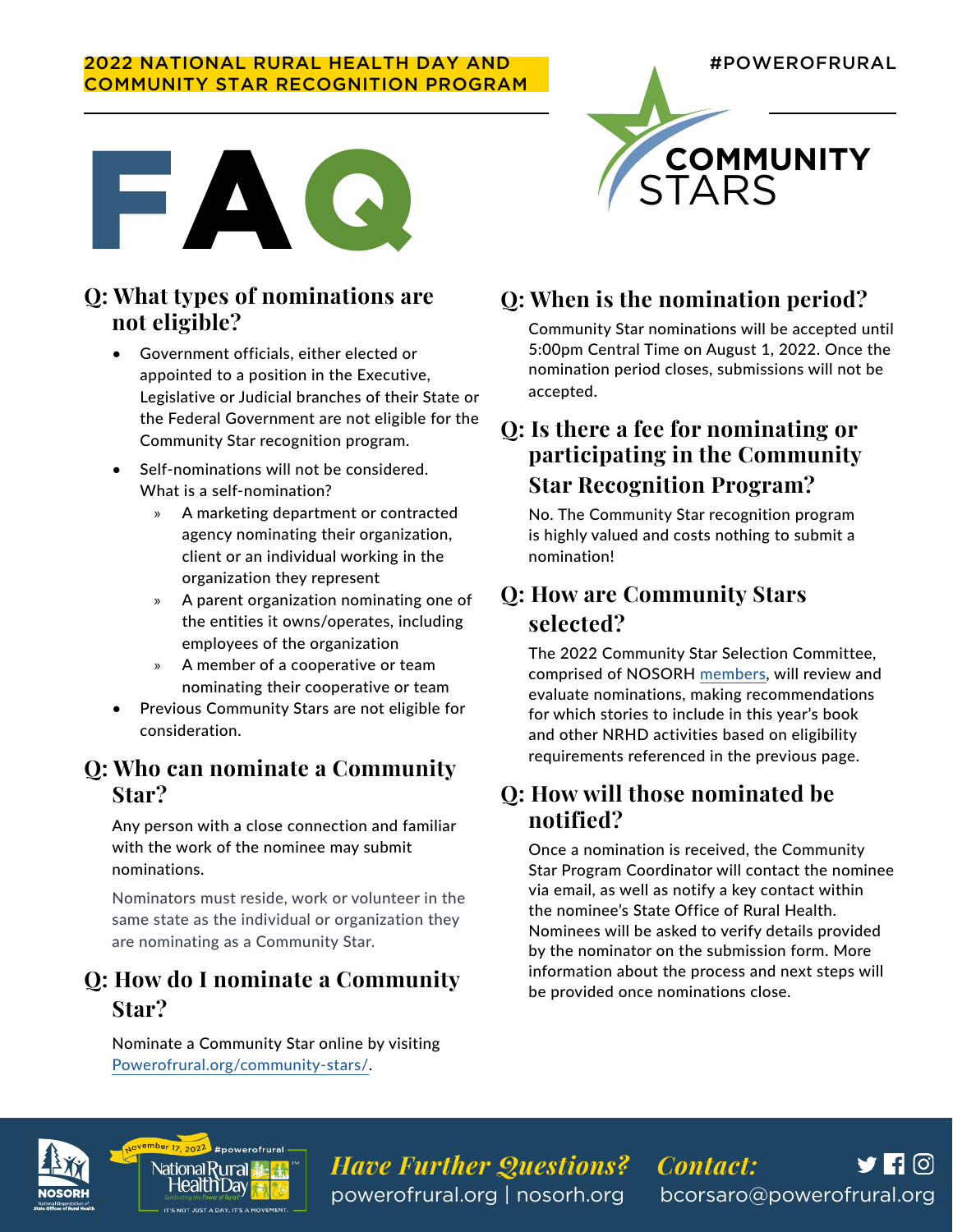2022 NATIONAL RURAL HEALTH DAY AND COMMUNITY STAR RECOGNITION PROGRAM

#POWEROFRURAL

# FAQ

COMMUNITY STARS

## Q: What types of nominations are not eligible?

- Government officials, either elected or appointed to a position in the Executive, Legislative or Judicial branches of their State or the Federal Government are not eligible for the Community Star recognition program.
- Self-nominations will not be considered. What is a self-nomination?
  - A marketing department or contracted agency nominating their organization, client or an individual working in the organization they represent
  - A parent organization nominating one of the entities it owns/operates, including employees of the organization
  - A member of a cooperative or team nominating their cooperative or team
- Previous Community Stars are not eligible for consideration.

## Q: Who can nominate a Community Star?

Any person with a close connection and familiar with the work of the nominee may submit nominations.

Nominators must reside, work or volunteer in the same state as the individual or organization they are nominating as a Community Star.

## Q: How do I nominate a Community Star?

Nominate a Community Star online by visiting Powerofrural.org/community-stars/.

## Q: When is the nomination period?

Community Star nominations will be accepted until 5:00pm Central Time on August 1, 2022. Once the nomination period closes, submissions will not be accepted.

## Q: Is there a fee for nominating or participating in the Community Star Recognition Program?

No. The Community Star recognition program is highly valued and costs nothing to submit a nomination!

## Q: How are Community Stars selected?

The 2022 Community Star Selection Committee, comprised of NOSORH members, will review and evaluate nominations, making recommendations for which stories to include in this year's book and other NRHD activities based on eligibility requirements referenced in the previous page.

## Q: How will those nominated be notified?

Once a nomination is received, the Community Star Program Coordinator will contact the nominee via email, as well as notify a key contact within the nominee's State Office of Rural Health. Nominees will be asked to verify details provided by the nominator on the submission form. More information about the process and next steps will be provided once nominations close.

*Have Further Questions?* powerofrural.org | nosorh.org

*Contact:* bcorsaro@powerofrural.org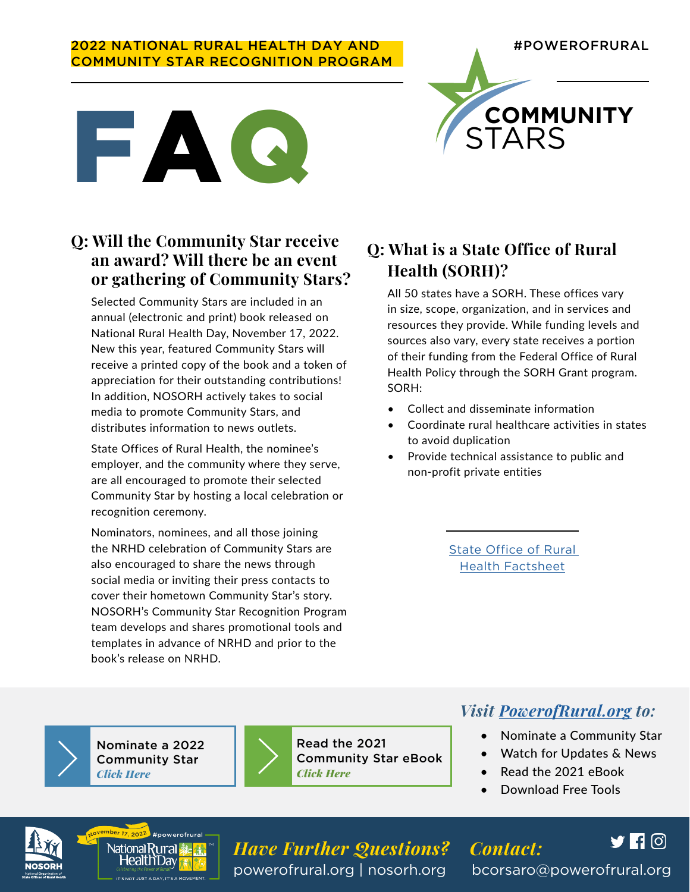2022 NATIONAL RURAL HEALTH DAY AND COMMUNITY STAR RECOGNITION PROGRAM

#POWEROFRURAL

COMMUNITY STARS

# FAQ

## Q: Will the Community Star receive an award? Will there be an event or gathering of Community Stars?

Selected Community Stars are included in an annual (electronic and print) book released on National Rural Health Day, November 17, 2022. New this year, featured Community Stars will receive a printed copy of the book and a token of appreciation for their outstanding contributions! In addition, NOSORH actively takes to social media to promote Community Stars, and distributes information to news outlets.

State Offices of Rural Health, the nominee's employer, and the community where they serve, are all encouraged to promote their selected Community Star by hosting a local celebration or recognition ceremony.

Nominators, nominees, and all those joining the NRHD celebration of Community Stars are also encouraged to share the news through social media or inviting their press contacts to cover their hometown Community Star's story. NOSORH's Community Star Recognition Program team develops and shares promotional tools and templates in advance of NRHD and prior to the book's release on NRHD.

## Q: What is a State Office of Rural Health (SORH)?

All 50 states have a SORH. These offices vary in size, scope, organization, and in services and resources they provide. While funding levels and sources also vary, every state receives a portion of their funding from the Federal Office of Rural Health Policy through the SORH Grant program. SORH:

- Collect and disseminate information
- Coordinate rural healthcare activities in states to avoid duplication
- Provide technical assistance to public and non-profit private entities

State Office of Rural Health Factsheet

Nominate a 2022 Community Star
*Click Here*

Read the 2021 Community Star eBook
*Click Here*

*Visit PowerofRural.org to:*

- Nominate a Community Star
- Watch for Updates & News
- Read the 2021 eBook
- Download Free Tools

*Have Further Questions?*
powerofrural.org | nosorh.org

*Contact:*
bcorsaro@powerofrural.org